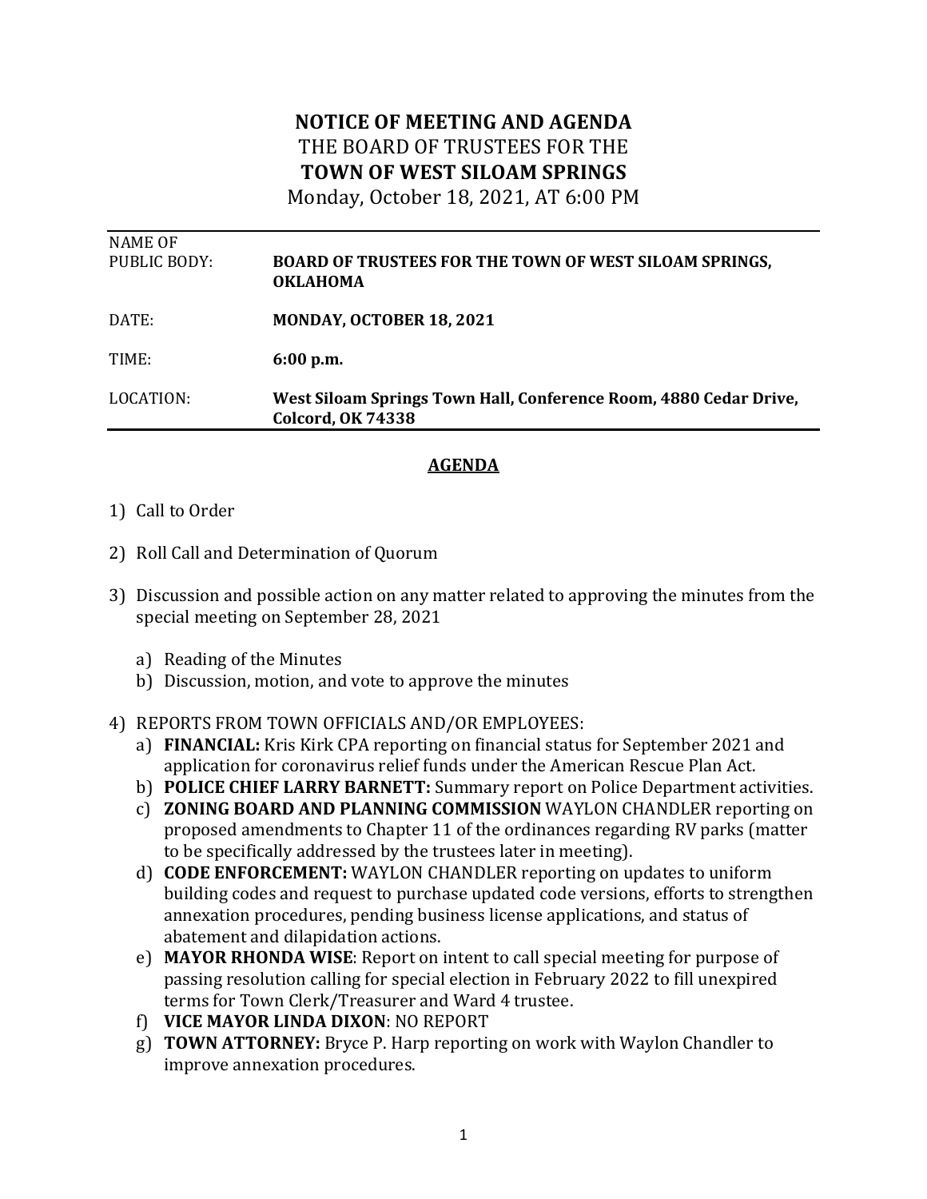# NOTICE OF MEETING AND AGENDA

THE BOARD OF TRUSTEES FOR THE

**TOWN OF WEST SILOAM SPRINGS**

Monday, October 18, 2021, AT 6:00 PM

| | |
|---|---|
| NAME OF PUBLIC BODY: | **BOARD OF TRUSTEES FOR THE TOWN OF WEST SILOAM SPRINGS, OKLAHOMA** |
| DATE: | **MONDAY, OCTOBER 18, 2021** |
| TIME: | **6:00 p.m.** |
| LOCATION: | **West Siloam Springs Town Hall, Conference Room, 4880 Cedar Drive, Colcord, OK 74338** |

## AGENDA

1) Call to Order

2) Roll Call and Determination of Quorum

3) Discussion and possible action on any matter related to approving the minutes from the special meeting on September 28, 2021

   a) Reading of the Minutes
   b) Discussion, motion, and vote to approve the minutes

4) REPORTS FROM TOWN OFFICIALS AND/OR EMPLOYEES:

   a) **FINANCIAL:** Kris Kirk CPA reporting on financial status for September 2021 and application for coronavirus relief funds under the American Rescue Plan Act.
   b) **POLICE CHIEF LARRY BARNETT:** Summary report on Police Department activities.
   c) **ZONING BOARD AND PLANNING COMMISSION** WAYLON CHANDLER reporting on proposed amendments to Chapter 11 of the ordinances regarding RV parks (matter to be specifically addressed by the trustees later in meeting).
   d) **CODE ENFORCEMENT:** WAYLON CHANDLER reporting on updates to uniform building codes and request to purchase updated code versions, efforts to strengthen annexation procedures, pending business license applications, and status of abatement and dilapidation actions.
   e) **MAYOR RHONDA WISE**: Report on intent to call special meeting for purpose of passing resolution calling for special election in February 2022 to fill unexpired terms for Town Clerk/Treasurer and Ward 4 trustee.
   f) **VICE MAYOR LINDA DIXON**: NO REPORT
   g) **TOWN ATTORNEY:** Bryce P. Harp reporting on work with Waylon Chandler to improve annexation procedures.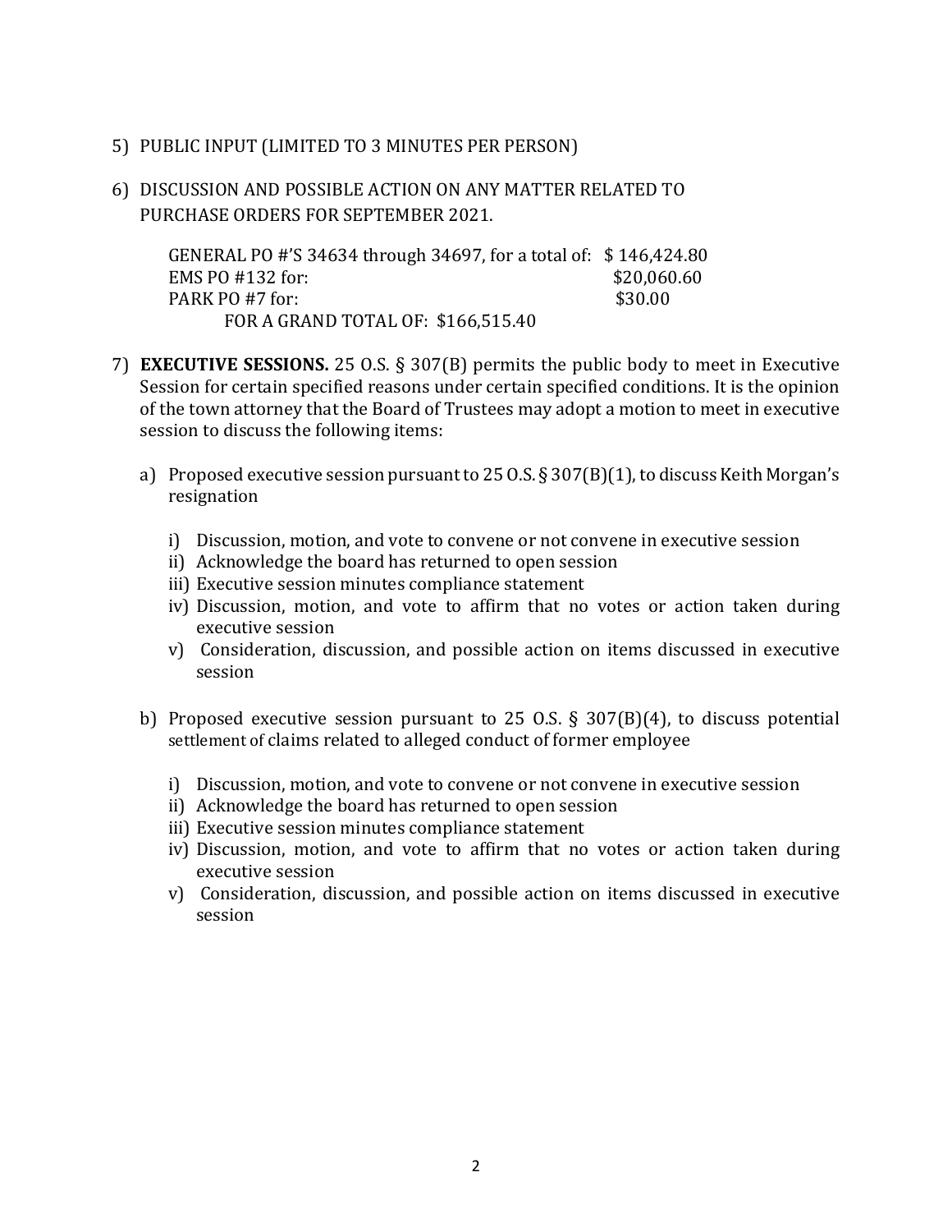5) PUBLIC INPUT (LIMITED TO 3 MINUTES PER PERSON)

6) DISCUSSION AND POSSIBLE ACTION ON ANY MATTER RELATED TO PURCHASE ORDERS FOR SEPTEMBER 2021.

   GENERAL PO #'S 34634 through 34697, for a total of: $ 146,424.80
   EMS PO #132 for: $20,060.60
   PARK PO #7 for: $30.00
   FOR A GRAND TOTAL OF: $166,515.40

7) **EXECUTIVE SESSIONS.** 25 O.S. § 307(B) permits the public body to meet in Executive Session for certain specified reasons under certain specified conditions. It is the opinion of the town attorney that the Board of Trustees may adopt a motion to meet in executive session to discuss the following items:

   a) Proposed executive session pursuant to 25 O.S. § 307(B)(1), to discuss Keith Morgan's resignation

      i) Discussion, motion, and vote to convene or not convene in executive session
      ii) Acknowledge the board has returned to open session
      iii) Executive session minutes compliance statement
      iv) Discussion, motion, and vote to affirm that no votes or action taken during executive session
      v) Consideration, discussion, and possible action on items discussed in executive session

   b) Proposed executive session pursuant to 25 O.S. § 307(B)(4), to discuss potential settlement of claims related to alleged conduct of former employee

      i) Discussion, motion, and vote to convene or not convene in executive session
      ii) Acknowledge the board has returned to open session
      iii) Executive session minutes compliance statement
      iv) Discussion, motion, and vote to affirm that no votes or action taken during executive session
      v) Consideration, discussion, and possible action on items discussed in executive session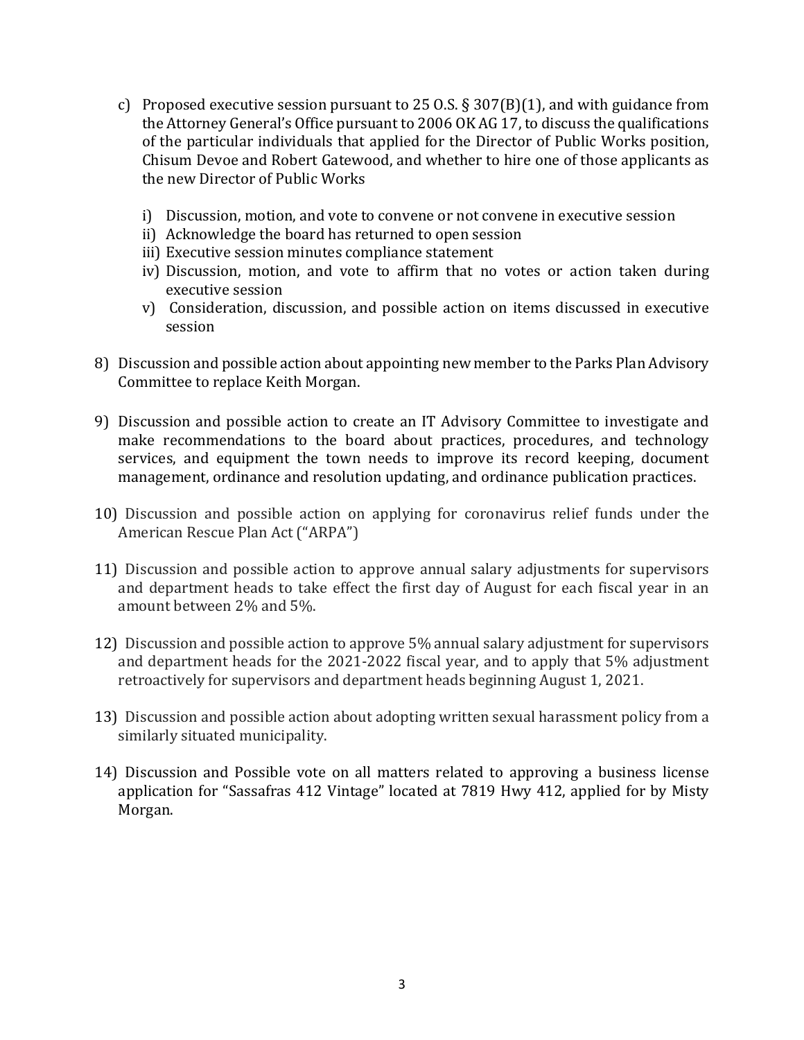c) Proposed executive session pursuant to 25 O.S. § 307(B)(1), and with guidance from the Attorney General's Office pursuant to 2006 OK AG 17, to discuss the qualifications of the particular individuals that applied for the Director of Public Works position, Chisum Devoe and Robert Gatewood, and whether to hire one of those applicants as the new Director of Public Works

   i) Discussion, motion, and vote to convene or not convene in executive session
   ii) Acknowledge the board has returned to open session
   iii) Executive session minutes compliance statement
   iv) Discussion, motion, and vote to affirm that no votes or action taken during executive session
   v) Consideration, discussion, and possible action on items discussed in executive session

8) Discussion and possible action about appointing new member to the Parks Plan Advisory Committee to replace Keith Morgan.

9) Discussion and possible action to create an IT Advisory Committee to investigate and make recommendations to the board about practices, procedures, and technology services, and equipment the town needs to improve its record keeping, document management, ordinance and resolution updating, and ordinance publication practices.

10) Discussion and possible action on applying for coronavirus relief funds under the American Rescue Plan Act ("ARPA")

11) Discussion and possible action to approve annual salary adjustments for supervisors and department heads to take effect the first day of August for each fiscal year in an amount between 2% and 5%.

12) Discussion and possible action to approve 5% annual salary adjustment for supervisors and department heads for the 2021-2022 fiscal year, and to apply that 5% adjustment retroactively for supervisors and department heads beginning August 1, 2021.

13) Discussion and possible action about adopting written sexual harassment policy from a similarly situated municipality.

14) Discussion and Possible vote on all matters related to approving a business license application for "Sassafras 412 Vintage" located at 7819 Hwy 412, applied for by Misty Morgan.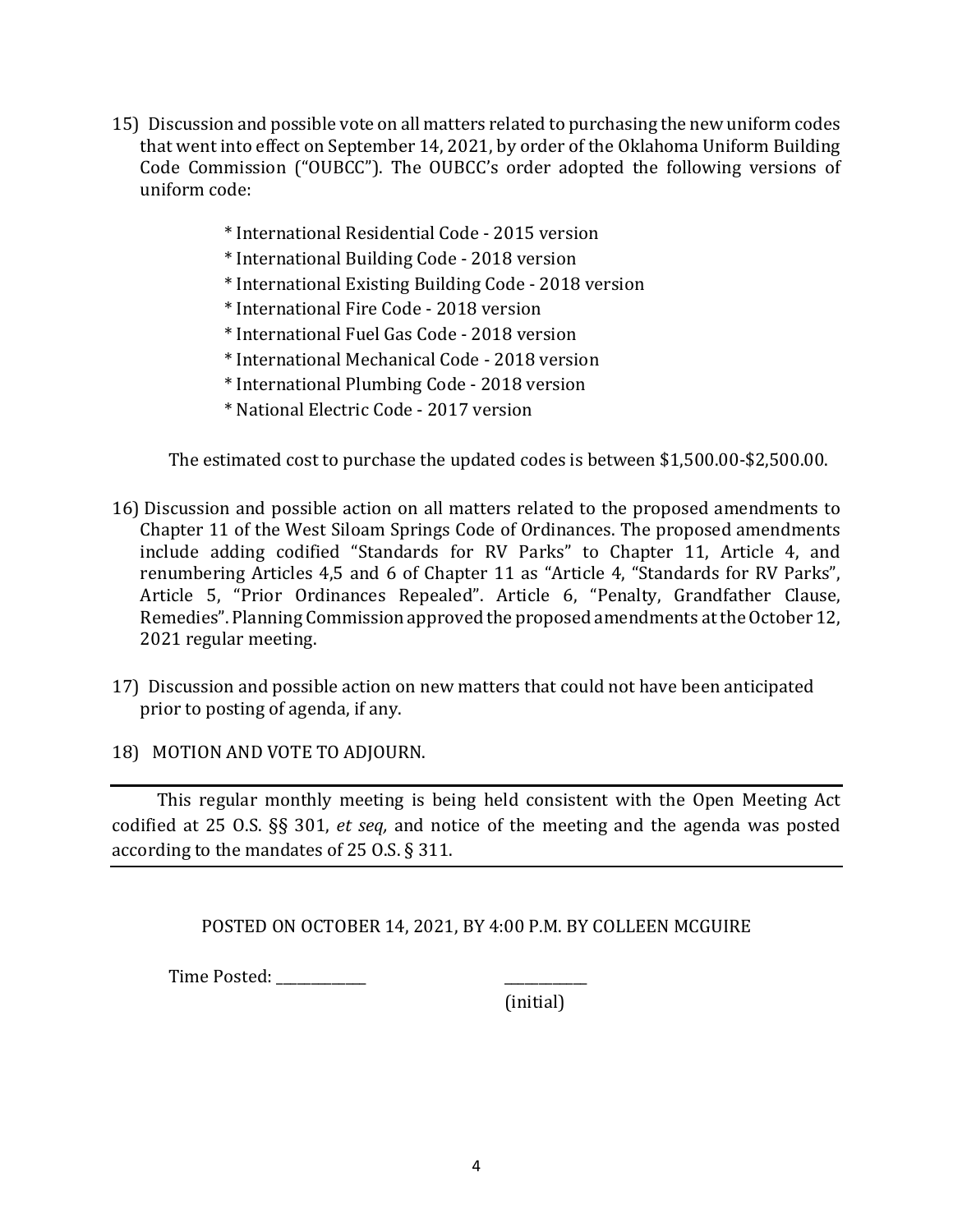15) Discussion and possible vote on all matters related to purchasing the new uniform codes that went into effect on September 14, 2021, by order of the Oklahoma Uniform Building Code Commission ("OUBCC"). The OUBCC's order adopted the following versions of uniform code:

   * International Residential Code - 2015 version
   * International Building Code - 2018 version
   * International Existing Building Code - 2018 version
   * International Fire Code - 2018 version
   * International Fuel Gas Code - 2018 version
   * International Mechanical Code - 2018 version
   * International Plumbing Code - 2018 version
   * National Electric Code - 2017 version

   The estimated cost to purchase the updated codes is between $1,500.00-$2,500.00.

16) Discussion and possible action on all matters related to the proposed amendments to Chapter 11 of the West Siloam Springs Code of Ordinances. The proposed amendments include adding codified "Standards for RV Parks" to Chapter 11, Article 4, and renumbering Articles 4,5 and 6 of Chapter 11 as "Article 4, "Standards for RV Parks", Article 5, "Prior Ordinances Repealed". Article 6, "Penalty, Grandfather Clause, Remedies". Planning Commission approved the proposed amendments at the October 12, 2021 regular meeting.

17) Discussion and possible action on new matters that could not have been anticipated prior to posting of agenda, if any.

18) MOTION AND VOTE TO ADJOURN.

---

This regular monthly meeting is being held consistent with the Open Meeting Act codified at 25 O.S. §§ 301, *et seq*, and notice of the meeting and the agenda was posted according to the mandates of 25 O.S. § 311.

---

POSTED ON OCTOBER 14, 2021, BY 4:00 P.M. BY COLLEEN MCGUIRE

Time Posted: ____________ ___________
(initial)